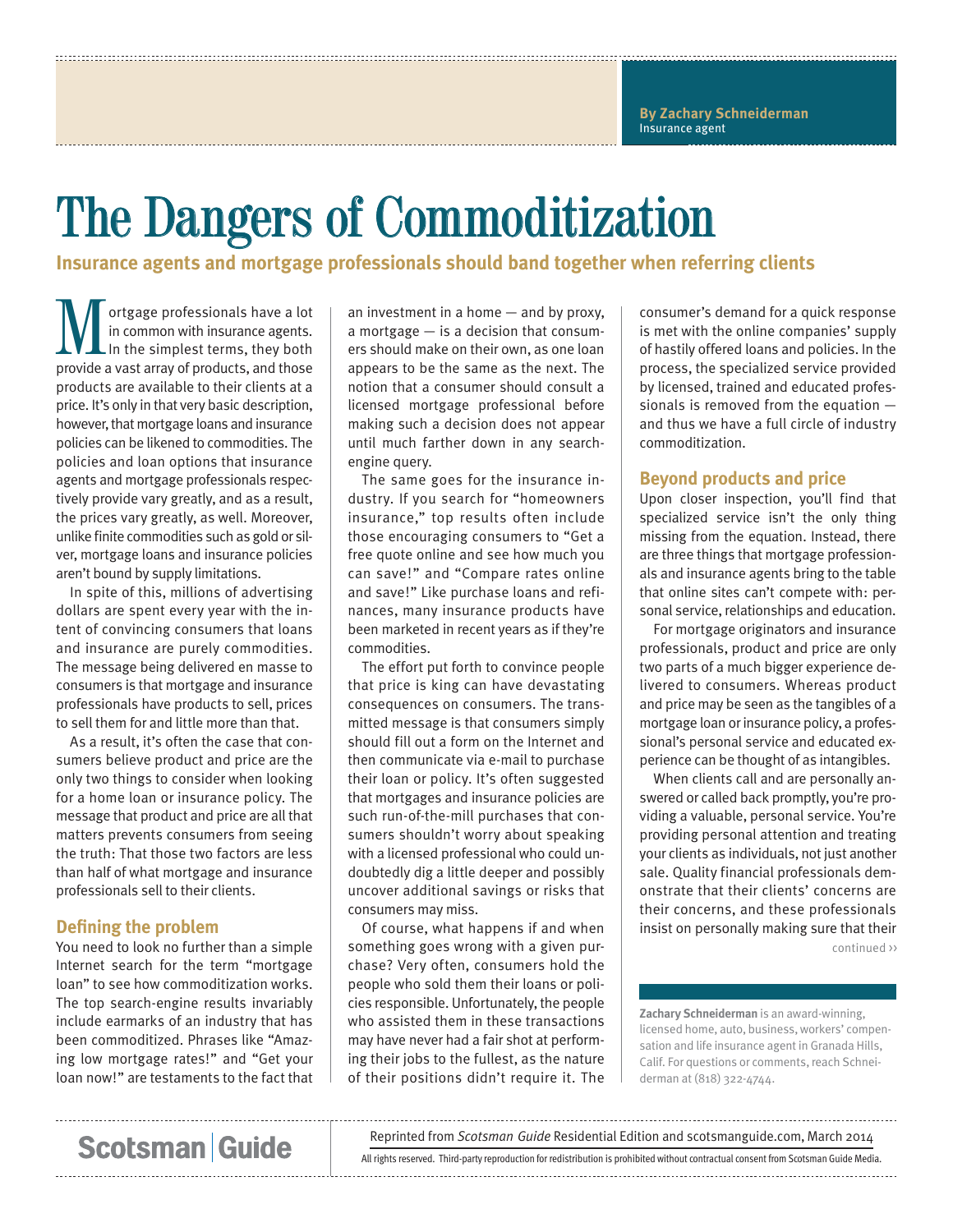By Zachary Schneiderman
Insurance agent

# The Dangers of Commoditization

**Insurance agents and mortgage professionals should band together when referring clients**

Mortgage professionals have a lot in common with insurance agents. In the simplest terms, they both provide a vast array of products, and those products are available to their clients at a price. It's only in that very basic description, however, that mortgage loans and insurance policies can be likened to commodities. The policies and loan options that insurance agents and mortgage professionals respectively provide vary greatly, and as a result, the prices vary greatly, as well. Moreover, unlike finite commodities such as gold or silver, mortgage loans and insurance policies aren't bound by supply limitations.

In spite of this, millions of advertising dollars are spent every year with the intent of convincing consumers that loans and insurance are purely commodities. The message being delivered en masse to consumers is that mortgage and insurance professionals have products to sell, prices to sell them for and little more than that.

As a result, it's often the case that consumers believe product and price are the only two things to consider when looking for a home loan or insurance policy. The message that product and price are all that matters prevents consumers from seeing the truth: That those two factors are less than half of what mortgage and insurance professionals sell to their clients.

## Defining the problem

You need to look no further than a simple Internet search for the term "mortgage loan" to see how commoditization works. The top search-engine results invariably include earmarks of an industry that has been commoditized. Phrases like "Amazing low mortgage rates!" and "Get your loan now!" are testaments to the fact that an investment in a home — and by proxy, a mortgage — is a decision that consumers should make on their own, as one loan appears to be the same as the next. The notion that a consumer should consult a licensed mortgage professional before making such a decision does not appear until much farther down in any search-engine query.

The same goes for the insurance industry. If you search for "homeowners insurance," top results often include those encouraging consumers to "Get a free quote online and see how much you can save!" and "Compare rates online and save!" Like purchase loans and refinances, many insurance products have been marketed in recent years as if they're commodities.

The effort put forth to convince people that price is king can have devastating consequences on consumers. The transmitted message is that consumers simply should fill out a form on the Internet and then communicate via e-mail to purchase their loan or policy. It's often suggested that mortgages and insurance policies are such run-of-the-mill purchases that consumers shouldn't worry about speaking with a licensed professional who could undoubtedly dig a little deeper and possibly uncover additional savings or risks that consumers may miss.

Of course, what happens if and when something goes wrong with a given purchase? Very often, consumers hold the people who sold them their loans or policies responsible. Unfortunately, the people who assisted them in these transactions may have never had a fair shot at performing their jobs to the fullest, as the nature of their positions didn't require it. The consumer's demand for a quick response is met with the online companies' supply of hastily offered loans and policies. In the process, the specialized service provided by licensed, trained and educated professionals is removed from the equation — and thus we have a full circle of industry commoditization.

## Beyond products and price

Upon closer inspection, you'll find that specialized service isn't the only thing missing from the equation. Instead, there are three things that mortgage professionals and insurance agents bring to the table that online sites can't compete with: personal service, relationships and education.

For mortgage originators and insurance professionals, product and price are only two parts of a much bigger experience delivered to consumers. Whereas product and price may be seen as the tangibles of a mortgage loan or insurance policy, a professional's personal service and educated experience can be thought of as intangibles.

When clients call and are personally answered or called back promptly, you're providing a valuable, personal service. You're providing personal attention and treating your clients as individuals, not just another sale. Quality financial professionals demonstrate that their clients' concerns are their concerns, and these professionals insist on personally making sure that their

continued ››

**Zachary Schneiderman** is an award-winning, licensed home, auto, business, workers' compensation and life insurance agent in Granada Hills, Calif. For questions or comments, reach Schneiderman at (818) 322-4744.

Reprinted from *Scotsman Guide* Residential Edition and scotsmanguide.com, March 2014

All rights reserved. Third-party reproduction for redistribution is prohibited without contractual consent from Scotsman Guide Media.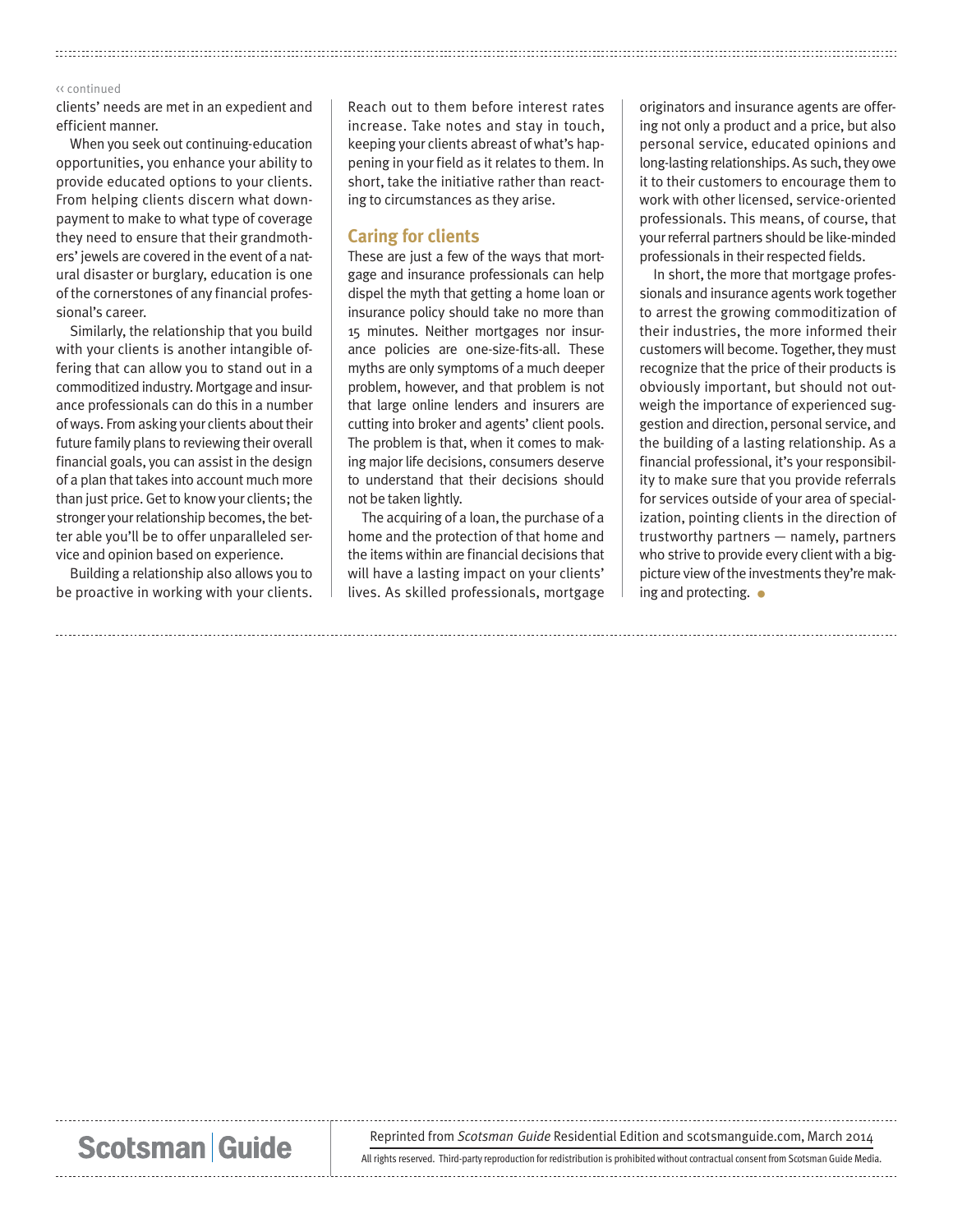‹‹ continued

clients' needs are met in an expedient and efficient manner.

When you seek out continuing-education opportunities, you enhance your ability to provide educated options to your clients. From helping clients discern what down-payment to make to what type of coverage they need to ensure that their grandmothers' jewels are covered in the event of a natural disaster or burglary, education is one of the cornerstones of any financial professional's career.

Similarly, the relationship that you build with your clients is another intangible offering that can allow you to stand out in a commoditized industry. Mortgage and insurance professionals can do this in a number of ways. From asking your clients about their future family plans to reviewing their overall financial goals, you can assist in the design of a plan that takes into account much more than just price. Get to know your clients; the stronger your relationship becomes, the better able you'll be to offer unparalleled service and opinion based on experience.

Building a relationship also allows you to be proactive in working with your clients. Reach out to them before interest rates increase. Take notes and stay in touch, keeping your clients abreast of what's happening in your field as it relates to them. In short, take the initiative rather than reacting to circumstances as they arise.

## Caring for clients

These are just a few of the ways that mortgage and insurance professionals can help dispel the myth that getting a home loan or insurance policy should take no more than 15 minutes. Neither mortgages nor insurance policies are one-size-fits-all. These myths are only symptoms of a much deeper problem, however, and that problem is not that large online lenders and insurers are cutting into broker and agents' client pools. The problem is that, when it comes to making major life decisions, consumers deserve to understand that their decisions should not be taken lightly.

The acquiring of a loan, the purchase of a home and the protection of that home and the items within are financial decisions that will have a lasting impact on your clients' lives. As skilled professionals, mortgage originators and insurance agents are offering not only a product and a price, but also personal service, educated opinions and long-lasting relationships. As such, they owe it to their customers to encourage them to work with other licensed, service-oriented professionals. This means, of course, that your referral partners should be like-minded professionals in their respected fields.

In short, the more that mortgage professionals and insurance agents work together to arrest the growing commoditization of their industries, the more informed their customers will become. Together, they must recognize that the price of their products is obviously important, but should not outweigh the importance of experienced suggestion and direction, personal service, and the building of a lasting relationship. As a financial professional, it's your responsibility to make sure that you provide referrals for services outside of your area of specialization, pointing clients in the direction of trustworthy partners — namely, partners who strive to provide every client with a big-picture view of the investments they're making and protecting. ●

Scotsman | Guide

Reprinted from *Scotsman Guide* Residential Edition and scotsmanguide.com, March 2014

All rights reserved. Third-party reproduction for redistribution is prohibited without contractual consent from Scotsman Guide Media.